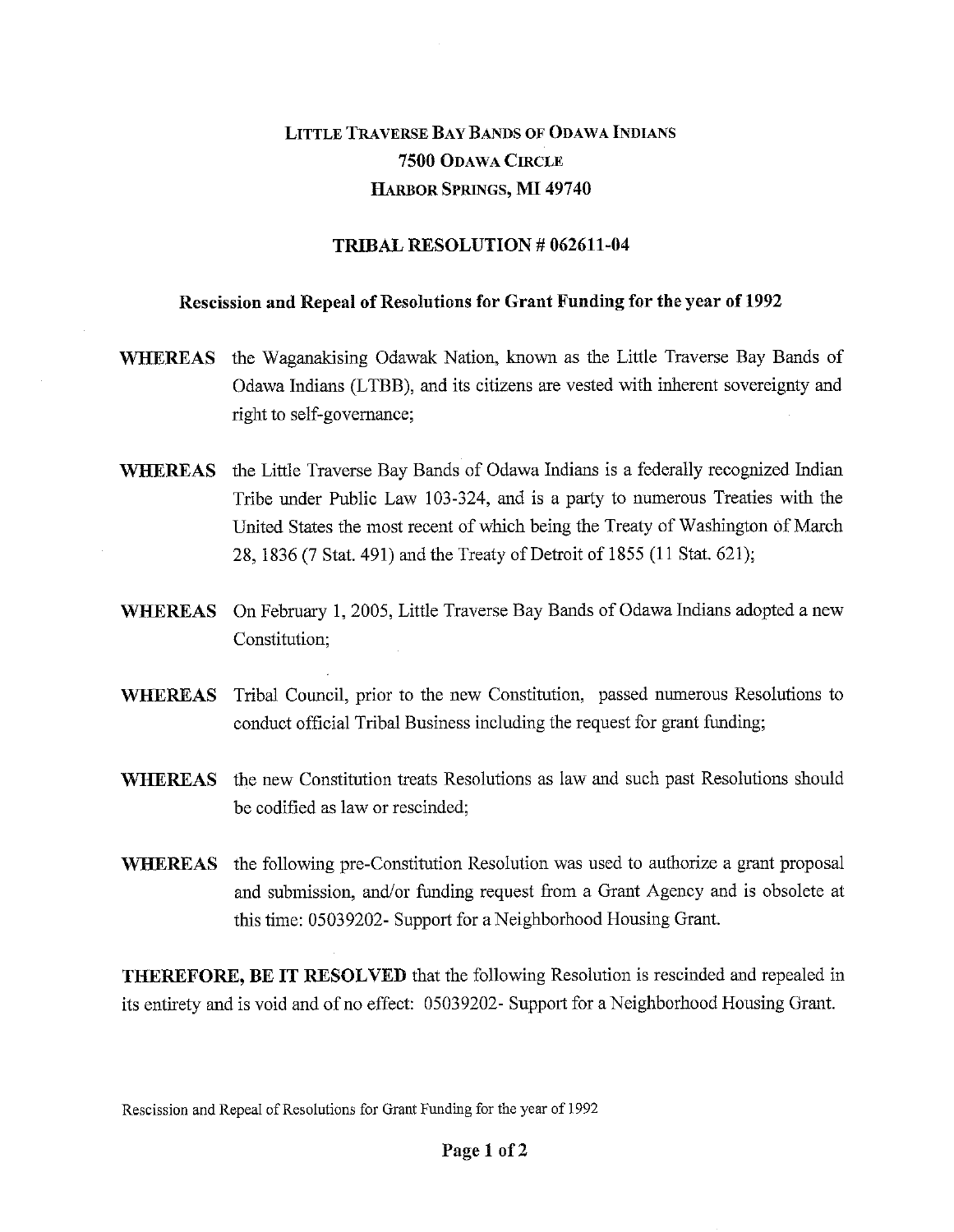# LITTLE TRAVERSE BAY BANDS OF ODAWA INDIANS
## 7500 ODAWA CIRCLE
## HARBOR SPRINGS, MI 49740

## TRIBAL RESOLUTION # 062611-04

### Rescission and Repeal of Resolutions for Grant Funding for the year of 1992

**WHEREAS** the Waganakising Odawak Nation, known as the Little Traverse Bay Bands of Odawa Indians (LTBB), and its citizens are vested with inherent sovereignty and right to self-governance;

**WHEREAS** the Little Traverse Bay Bands of Odawa Indians is a federally recognized Indian Tribe under Public Law 103-324, and is a party to numerous Treaties with the United States the most recent of which being the Treaty of Washington of March 28, 1836 (7 Stat. 491) and the Treaty of Detroit of 1855 (11 Stat. 621);

**WHEREAS** On February 1, 2005, Little Traverse Bay Bands of Odawa Indians adopted a new Constitution;

**WHEREAS** Tribal Council, prior to the new Constitution, passed numerous Resolutions to conduct official Tribal Business including the request for grant funding;

**WHEREAS** the new Constitution treats Resolutions as law and such past Resolutions should be codified as law or rescinded;

**WHEREAS** the following pre-Constitution Resolution was used to authorize a grant proposal and submission, and/or funding request from a Grant Agency and is obsolete at this time: 05039202- Support for a Neighborhood Housing Grant.

**THEREFORE, BE IT RESOLVED** that the following Resolution is rescinded and repealed in its entirety and is void and of no effect: 05039202- Support for a Neighborhood Housing Grant.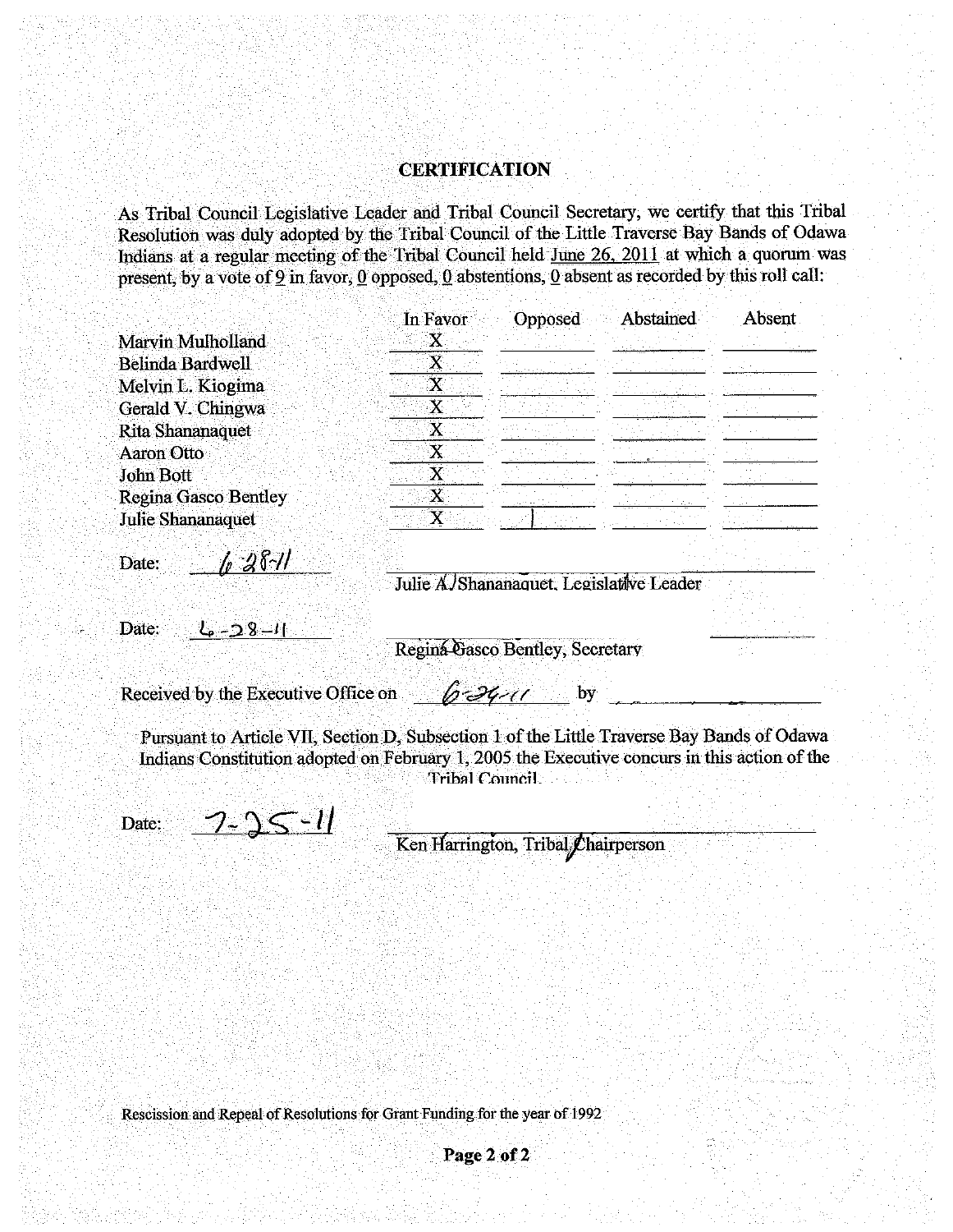## CERTIFICATION

As Tribal Council Legislative Leader and Tribal Council Secretary, we certify that this Tribal Resolution was duly adopted by the Tribal Council of the Little Traverse Bay Bands of Odawa Indians at a regular meeting of the Tribal Council held June 26, 2011 at which a quorum was present, by a vote of 9 in favor, 0 opposed, 0 abstentions, 0 absent as recorded by this roll call:

| | In Favor | Opposed | Abstained | Absent |
|---|---|---|---|---|
| Marvin Mulholland | X | | | |
| Belinda Bardwell | X | | | |
| Melvin L. Kiogima | X | | | |
| Gerald V. Chingwa | X | | | |
| Rita Shananaquet | X | | | |
| Aaron Otto | X | | | |
| John Bott | X | | | |
| Regina Gasco Bentley | X | | | |
| Julie Shananaquet | X | | | |

Date: 6-28-11

Julie A. Shananaquet, Legislative Leader

Date: 6-28-11

Regina Gasco Bentley, Secretary

Received by the Executive Office on 6-29-11 by

Pursuant to Article VII, Section D, Subsection 1 of the Little Traverse Bay Bands of Odawa Indians Constitution adopted on February 1, 2005 the Executive concurs in this action of the Tribal Council.

Date: 7-25-11

Ken Harrington, Tribal Chairperson

Rescission and Repeal of Resolutions for Grant Funding for the year of 1992